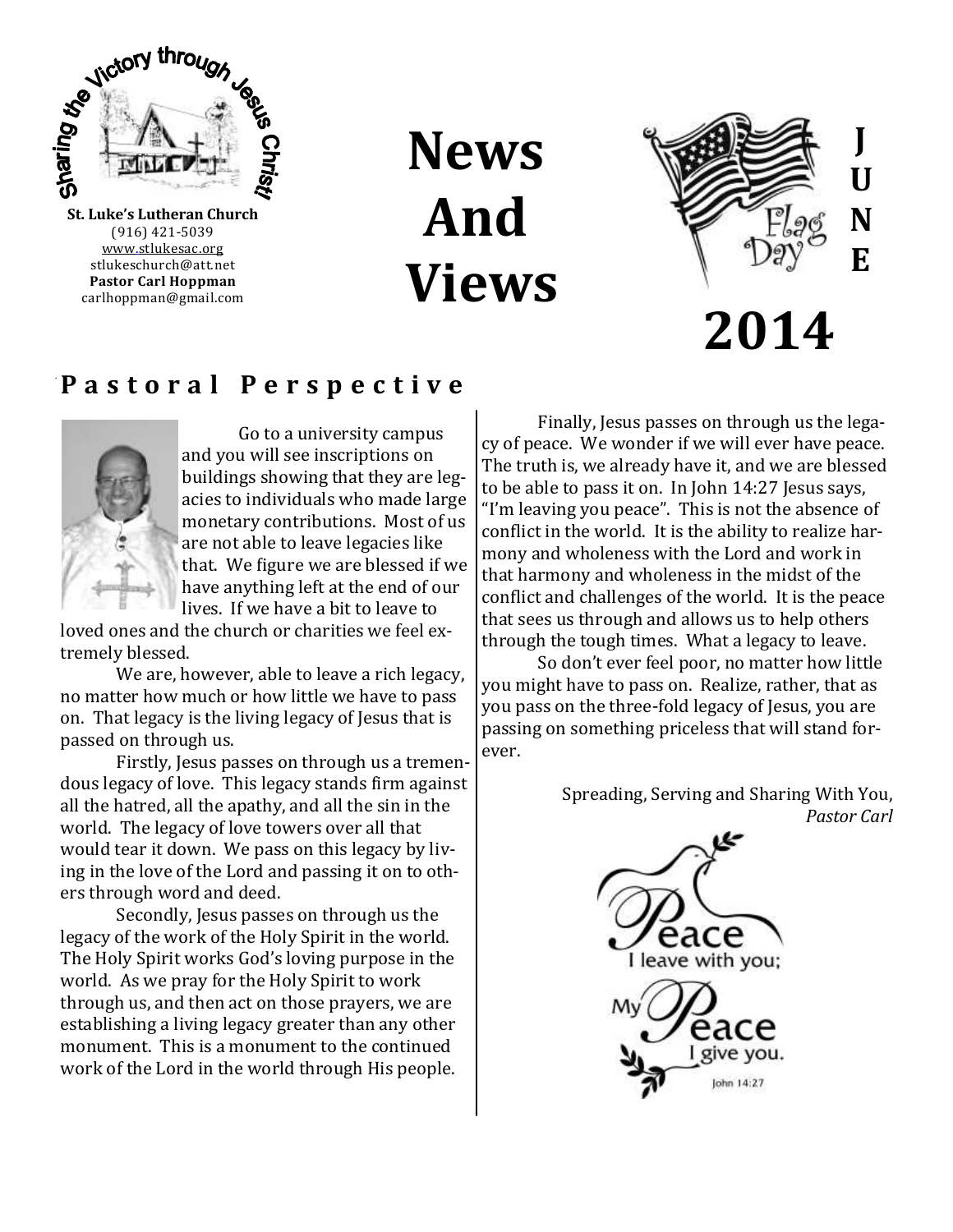**St. Luke's Lutheran Church**
(916) 421-5039
www.stlukesac.org
stlukeschurch@att.net
**Pastor Carl Hoppman**
carlhoppman@gmail.com

# News And Views

# JUNE 2014

## Pastoral Perspective

Go to a university campus and you will see inscriptions on buildings showing that they are legacies to individuals who made large monetary contributions. Most of us are not able to leave legacies like that. We figure we are blessed if we have anything left at the end of our lives. If we have a bit to leave to loved ones and the church or charities we feel extremely blessed.

We are, however, able to leave a rich legacy, no matter how much or how little we have to pass on. That legacy is the living legacy of Jesus that is passed on through us.

Firstly, Jesus passes on through us a tremendous legacy of love. This legacy stands firm against all the hatred, all the apathy, and all the sin in the world. The legacy of love towers over all that would tear it down. We pass on this legacy by living in the love of the Lord and passing it on to others through word and deed.

Secondly, Jesus passes on through us the legacy of the work of the Holy Spirit in the world. The Holy Spirit works God's loving purpose in the world. As we pray for the Holy Spirit to work through us, and then act on those prayers, we are establishing a living legacy greater than any other monument. This is a monument to the continued work of the Lord in the world through His people.

Finally, Jesus passes on through us the legacy of peace. We wonder if we will ever have peace. The truth is, we already have it, and we are blessed to be able to pass it on. In John 14:27 Jesus says, "I'm leaving you peace". This is not the absence of conflict in the world. It is the ability to realize harmony and wholeness with the Lord and work in that harmony and wholeness in the midst of the conflict and challenges of the world. It is the peace that sees us through and allows us to help others through the tough times. What a legacy to leave.

So don't ever feel poor, no matter how little you might have to pass on. Realize, rather, that as you pass on the three-fold legacy of Jesus, you are passing on something priceless that will stand forever.

Spreading, Serving and Sharing With You,
*Pastor Carl*

Peace I leave with you; My Peace I give you.
John 14:27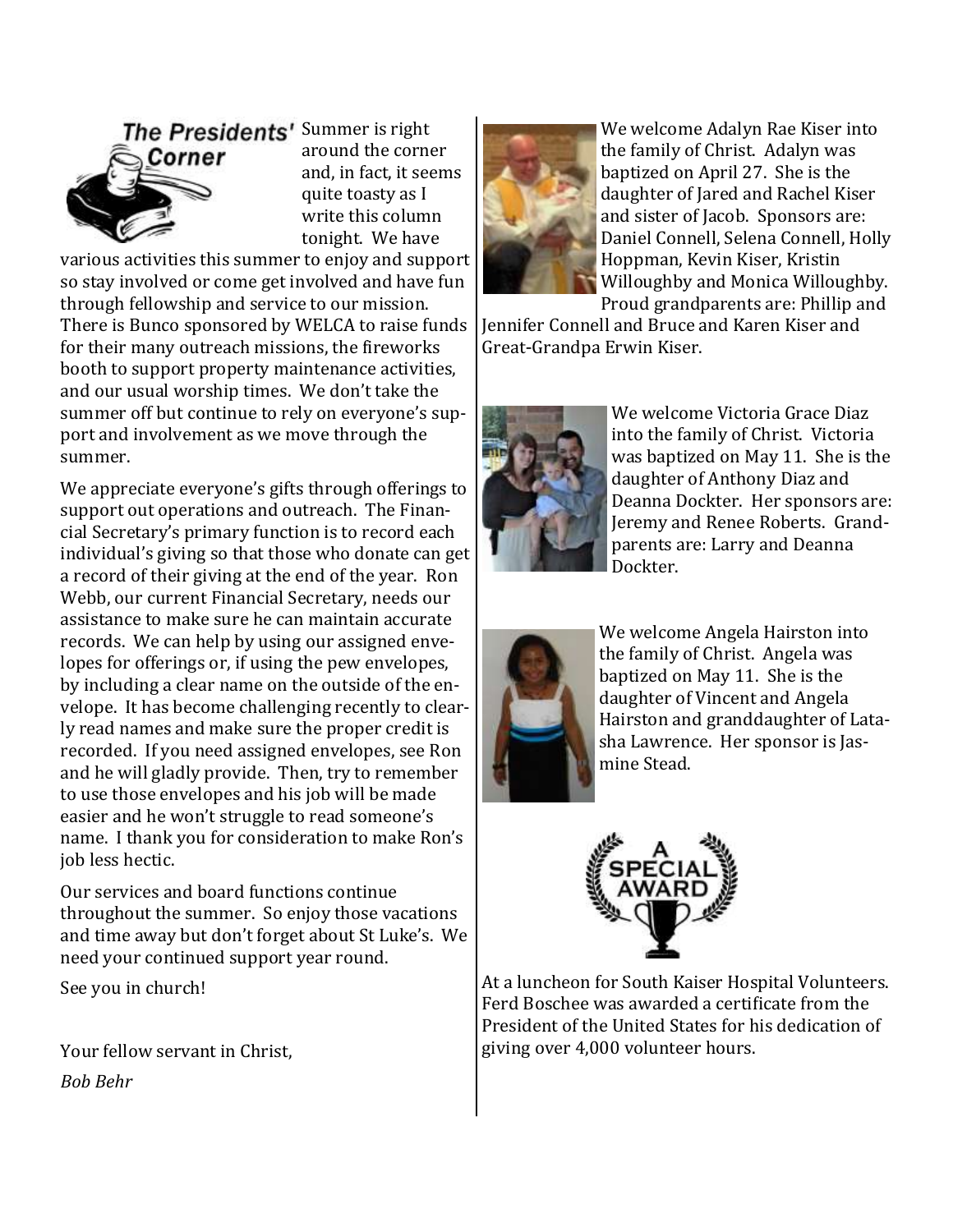## The Presidents' Corner

Summer is right around the corner and, in fact, it seems quite toasty as I write this column tonight. We have various activities this summer to enjoy and support so stay involved or come get involved and have fun through fellowship and service to our mission. There is Bunco sponsored by WELCA to raise funds for their many outreach missions, the fireworks booth to support property maintenance activities, and our usual worship times. We don't take the summer off but continue to rely on everyone's support and involvement as we move through the summer.

We appreciate everyone's gifts through offerings to support out operations and outreach. The Financial Secretary's primary function is to record each individual's giving so that those who donate can get a record of their giving at the end of the year. Ron Webb, our current Financial Secretary, needs our assistance to make sure he can maintain accurate records. We can help by using our assigned envelopes for offerings or, if using the pew envelopes, by including a clear name on the outside of the envelope. It has become challenging recently to clearly read names and make sure the proper credit is recorded. If you need assigned envelopes, see Ron and he will gladly provide. Then, try to remember to use those envelopes and his job will be made easier and he won't struggle to read someone's name. I thank you for consideration to make Ron's job less hectic.

Our services and board functions continue throughout the summer. So enjoy those vacations and time away but don't forget about St Luke's. We need your continued support year round.

See you in church!

Your fellow servant in Christ,

*Bob Behr*

We welcome Adalyn Rae Kiser into the family of Christ. Adalyn was baptized on April 27. She is the daughter of Jared and Rachel Kiser and sister of Jacob. Sponsors are: Daniel Connell, Selena Connell, Holly Hoppman, Kevin Kiser, Kristin Willoughby and Monica Willoughby. Proud grandparents are: Phillip and Jennifer Connell and Bruce and Karen Kiser and Great-Grandpa Erwin Kiser.

We welcome Victoria Grace Diaz into the family of Christ. Victoria was baptized on May 11. She is the daughter of Anthony Diaz and Deanna Dockter. Her sponsors are: Jeremy and Renee Roberts. Grandparents are: Larry and Deanna Dockter.

We welcome Angela Hairston into the family of Christ. Angela was baptized on May 11. She is the daughter of Vincent and Angela Hairston and granddaughter of Latasha Lawrence. Her sponsor is Jasmine Stead.

**A SPECIAL AWARD**

At a luncheon for South Kaiser Hospital Volunteers. Ferd Boschee was awarded a certificate from the President of the United States for his dedication of giving over 4,000 volunteer hours.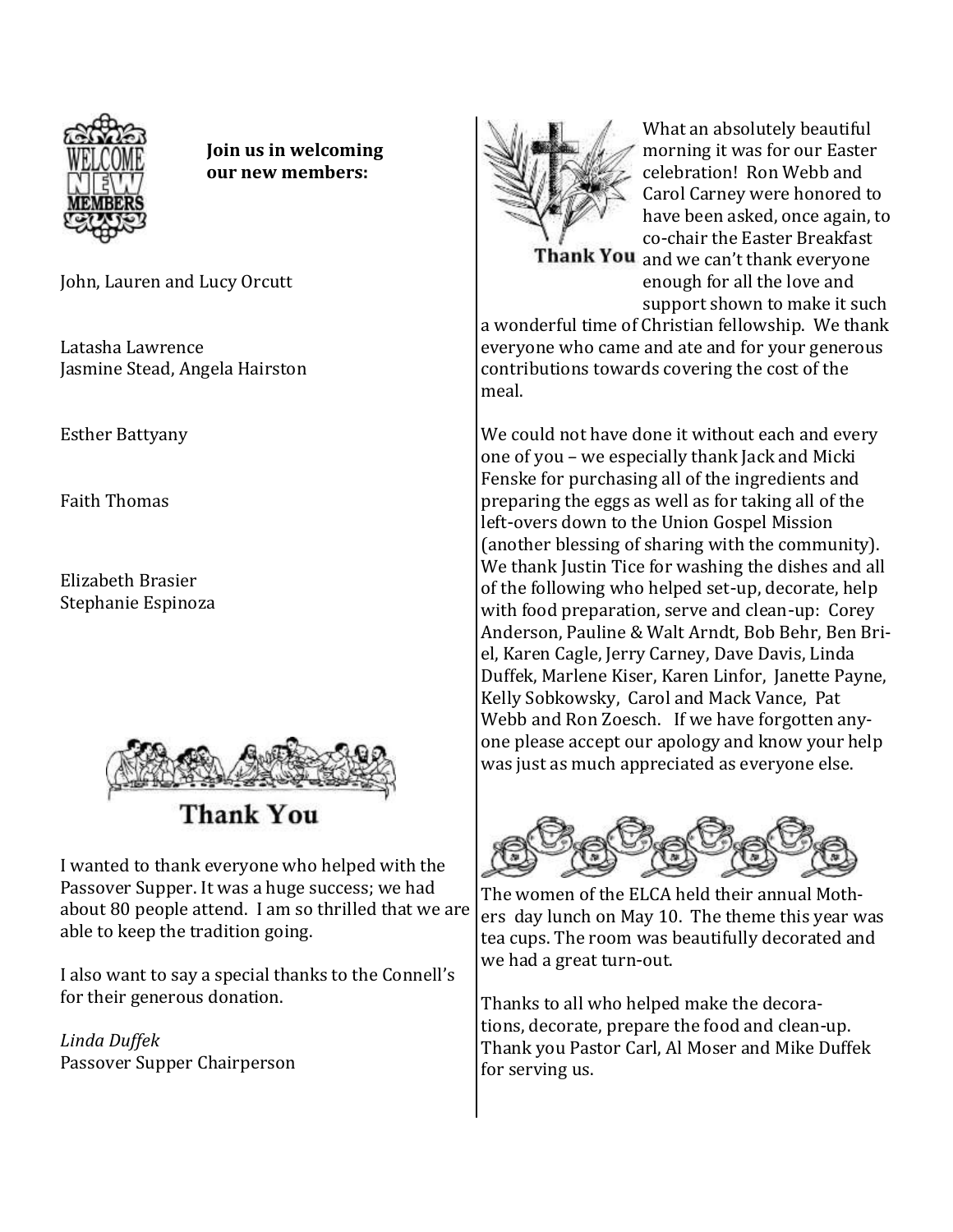**Join us in welcoming our new members:**

John, Lauren and Lucy Orcutt

Latasha Lawrence
Jasmine Stead, Angela Hairston

Esther Battyany

Faith Thomas

Elizabeth Brasier
Stephanie Espinoza

I wanted to thank everyone who helped with the Passover Supper. It was a huge success; we had about 80 people attend. I am so thrilled that we are able to keep the tradition going.

I also want to say a special thanks to the Connell's for their generous donation.

*Linda Duffek*
Passover Supper Chairperson

What an absolutely beautiful morning it was for our Easter celebration! Ron Webb and Carol Carney were honored to have been asked, once again, to co-chair the Easter Breakfast and we can't thank everyone enough for all the love and support shown to make it such a wonderful time of Christian fellowship. We thank everyone who came and ate and for your generous contributions towards covering the cost of the meal.

We could not have done it without each and every one of you – we especially thank Jack and Micki Fenske for purchasing all of the ingredients and preparing the eggs as well as for taking all of the left-overs down to the Union Gospel Mission (another blessing of sharing with the community). We thank Justin Tice for washing the dishes and all of the following who helped set-up, decorate, help with food preparation, serve and clean-up: Corey Anderson, Pauline & Walt Arndt, Bob Behr, Ben Briel, Karen Cagle, Jerry Carney, Dave Davis, Linda Duffek, Marlene Kiser, Karen Linfor, Janette Payne, Kelly Sobkowsky, Carol and Mack Vance, Pat Webb and Ron Zoesch. If we have forgotten anyone please accept our apology and know your help was just as much appreciated as everyone else.

The women of the ELCA held their annual Mothers day lunch on May 10. The theme this year was tea cups. The room was beautifully decorated and we had a great turn-out.

Thanks to all who helped make the decorations, decorate, prepare the food and clean-up. Thank you Pastor Carl, Al Moser and Mike Duffek for serving us.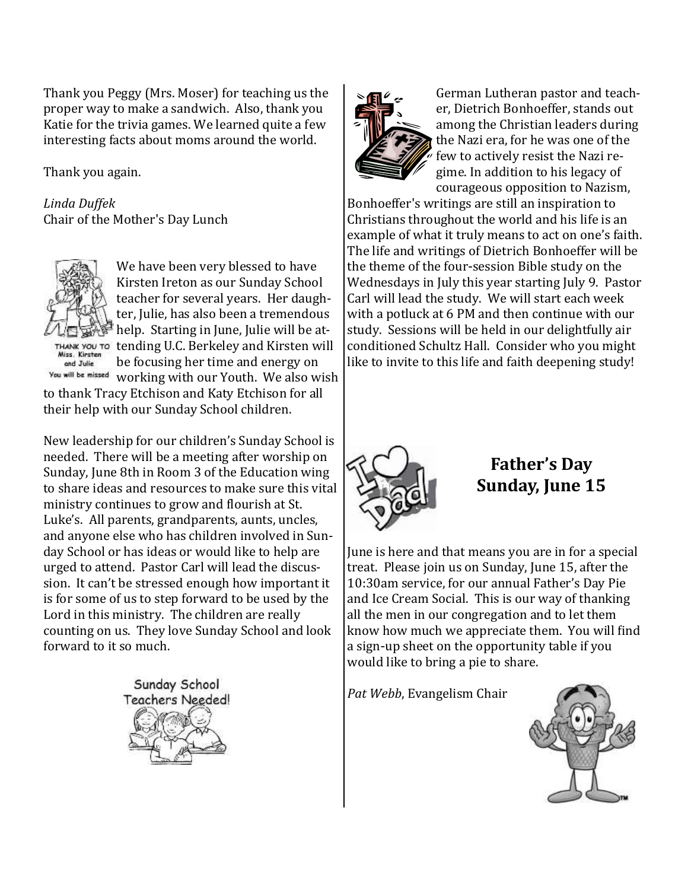Thank you Peggy (Mrs. Moser) for teaching us the proper way to make a sandwich. Also, thank you Katie for the trivia games. We learned quite a few interesting facts about moms around the world.

Thank you again.

*Linda Duffek*
Chair of the Mother's Day Lunch

THANK YOU TO Miss. Kirsten and Julie
You will be missed

We have been very blessed to have Kirsten Ireton as our Sunday School teacher for several years. Her daughter, Julie, has also been a tremendous help. Starting in June, Julie will be attending U.C. Berkeley and Kirsten will be focusing her time and energy on working with our Youth. We also wish to thank Tracy Etchison and Katy Etchison for all their help with our Sunday School children.

New leadership for our children's Sunday School is needed. There will be a meeting after worship on Sunday, June 8th in Room 3 of the Education wing to share ideas and resources to make sure this vital ministry continues to grow and flourish at St. Luke's. All parents, grandparents, aunts, uncles, and anyone else who has children involved in Sunday School or has ideas or would like to help are urged to attend. Pastor Carl will lead the discussion. It can't be stressed enough how important it is for some of us to step forward to be used by the Lord in this ministry. The children are really counting on us. They love Sunday School and look forward to it so much.

Sunday School Teachers Needed!

German Lutheran pastor and teacher, Dietrich Bonhoeffer, stands out among the Christian leaders during the Nazi era, for he was one of the few to actively resist the Nazi regime. In addition to his legacy of courageous opposition to Nazism, Bonhoeffer's writings are still an inspiration to Christians throughout the world and his life is an example of what it truly means to act on one's faith. The life and writings of Dietrich Bonhoeffer will be the theme of the four-session Bible study on the Wednesdays in July this year starting July 9. Pastor Carl will lead the study. We will start each week with a potluck at 6 PM and then continue with our study. Sessions will be held in our delightfully air conditioned Schultz Hall. Consider who you might like to invite to this life and faith deepening study!

## Father's Day Sunday, June 15

June is here and that means you are in for a special treat. Please join us on Sunday, June 15, after the 10:30am service, for our annual Father's Day Pie and Ice Cream Social. This is our way of thanking all the men in our congregation and to let them know how much we appreciate them. You will find a sign-up sheet on the opportunity table if you would like to bring a pie to share.

*Pat Webb*, Evangelism Chair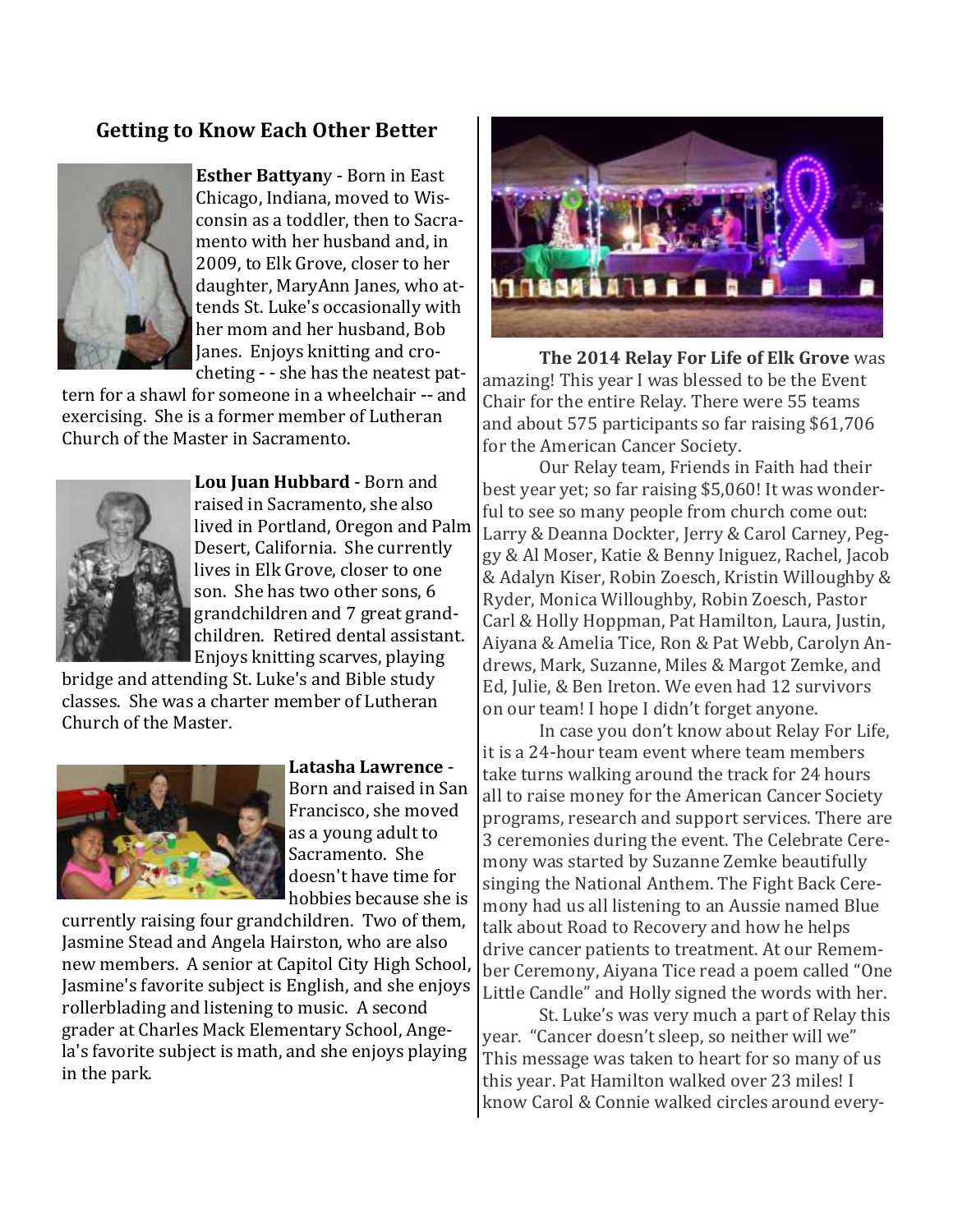## Getting to Know Each Other Better

**Esther Battyany** - Born in East Chicago, Indiana, moved to Wisconsin as a toddler, then to Sacramento with her husband and, in 2009, to Elk Grove, closer to her daughter, MaryAnn Janes, who attends St. Luke's occasionally with her mom and her husband, Bob Janes. Enjoys knitting and crocheting - - she has the neatest pattern for a shawl for someone in a wheelchair -- and exercising. She is a former member of Lutheran Church of the Master in Sacramento.

**Lou Juan Hubbard** - Born and raised in Sacramento, she also lived in Portland, Oregon and Palm Desert, California. She currently lives in Elk Grove, closer to one son. She has two other sons, 6 grandchildren and 7 great grandchildren. Retired dental assistant. Enjoys knitting scarves, playing bridge and attending St. Luke's and Bible study classes. She was a charter member of Lutheran Church of the Master.

**Latasha Lawrence** - Born and raised in San Francisco, she moved as a young adult to Sacramento. She doesn't have time for hobbies because she is currently raising four grandchildren. Two of them, Jasmine Stead and Angela Hairston, who are also new members. A senior at Capitol City High School, Jasmine's favorite subject is English, and she enjoys rollerblading and listening to music. A second grader at Charles Mack Elementary School, Angela's favorite subject is math, and she enjoys playing in the park.

**The 2014 Relay For Life of Elk Grove** was amazing! This year I was blessed to be the Event Chair for the entire Relay. There were 55 teams and about 575 participants so far raising $61,706 for the American Cancer Society.

Our Relay team, Friends in Faith had their best year yet; so far raising $5,060! It was wonderful to see so many people from church come out: Larry & Deanna Dockter, Jerry & Carol Carney, Peggy & Al Moser, Katie & Benny Iniguez, Rachel, Jacob & Adalyn Kiser, Robin Zoesch, Kristin Willoughby & Ryder, Monica Willoughby, Robin Zoesch, Pastor Carl & Holly Hoppman, Pat Hamilton, Laura, Justin, Aiyana & Amelia Tice, Ron & Pat Webb, Carolyn Andrews, Mark, Suzanne, Miles & Margot Zemke, and Ed, Julie, & Ben Ireton. We even had 12 survivors on our team! I hope I didn't forget anyone.

In case you don't know about Relay For Life, it is a 24-hour team event where team members take turns walking around the track for 24 hours all to raise money for the American Cancer Society programs, research and support services. There are 3 ceremonies during the event. The Celebrate Ceremony was started by Suzanne Zemke beautifully singing the National Anthem. The Fight Back Ceremony had us all listening to an Aussie named Blue talk about Road to Recovery and how he helps drive cancer patients to treatment. At our Remember Ceremony, Aiyana Tice read a poem called "One Little Candle" and Holly signed the words with her.

St. Luke's was very much a part of Relay this year. "Cancer doesn't sleep, so neither will we" This message was taken to heart for so many of us this year. Pat Hamilton walked over 23 miles! I know Carol & Connie walked circles around every-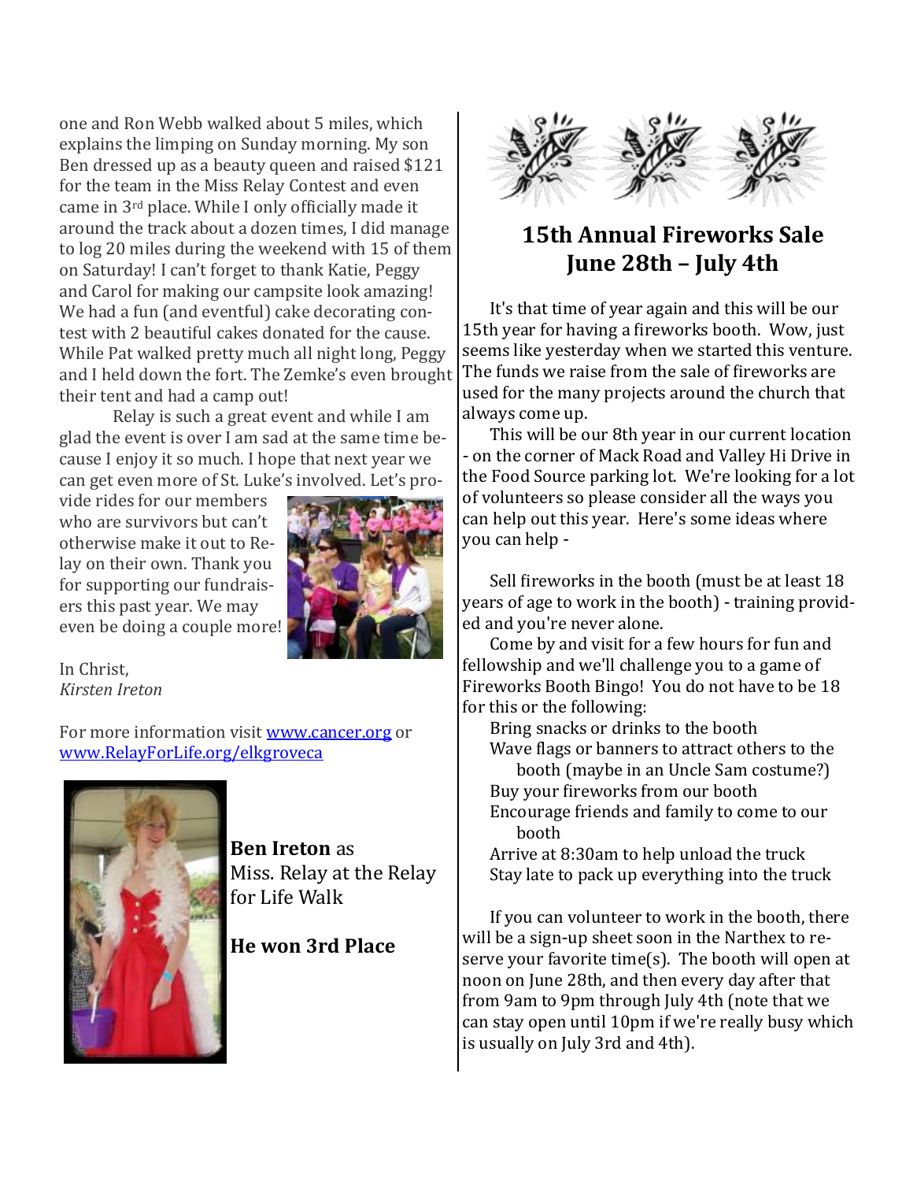one and Ron Webb walked about 5 miles, which explains the limping on Sunday morning. My son Ben dressed up as a beauty queen and raised $121 for the team in the Miss Relay Contest and even came in 3rd place. While I only officially made it around the track about a dozen times, I did manage to log 20 miles during the weekend with 15 of them on Saturday! I can't forget to thank Katie, Peggy and Carol for making our campsite look amazing! We had a fun (and eventful) cake decorating contest with 2 beautiful cakes donated for the cause. While Pat walked pretty much all night long, Peggy and I held down the fort. The Zemke's even brought their tent and had a camp out!

Relay is such a great event and while I am glad the event is over I am sad at the same time because I enjoy it so much. I hope that next year we can get even more of St. Luke's involved. Let's provide rides for our members who are survivors but can't otherwise make it out to Relay on their own. Thank you for supporting our fundraisers this past year. We may even be doing a couple more!

In Christ,
*Kirsten Ireton*

For more information visit [www.cancer.org](http://www.cancer.org) or [www.RelayForLife.org/elkgroveca](http://www.RelayForLife.org/elkgroveca)

**Ben Ireton** as Miss. Relay at the Relay for Life Walk

**He won 3rd Place**

## 15th Annual Fireworks Sale June 28th – July 4th

It's that time of year again and this will be our 15th year for having a fireworks booth. Wow, just seems like yesterday when we started this venture. The funds we raise from the sale of fireworks are used for the many projects around the church that always come up.

This will be our 8th year in our current location - on the corner of Mack Road and Valley Hi Drive in the Food Source parking lot. We're looking for a lot of volunteers so please consider all the ways you can help out this year. Here's some ideas where you can help -

Sell fireworks in the booth (must be at least 18 years of age to work in the booth) - training provided and you're never alone.

Come by and visit for a few hours for fun and fellowship and we'll challenge you to a game of Fireworks Booth Bingo! You do not have to be 18 for this or the following:

- Bring snacks or drinks to the booth
- Wave flags or banners to attract others to the booth (maybe in an Uncle Sam costume?)
- Buy your fireworks from our booth
- Encourage friends and family to come to our booth
- Arrive at 8:30am to help unload the truck
- Stay late to pack up everything into the truck

If you can volunteer to work in the booth, there will be a sign-up sheet soon in the Narthex to reserve your favorite time(s). The booth will open at noon on June 28th, and then every day after that from 9am to 9pm through July 4th (note that we can stay open until 10pm if we're really busy which is usually on July 3rd and 4th).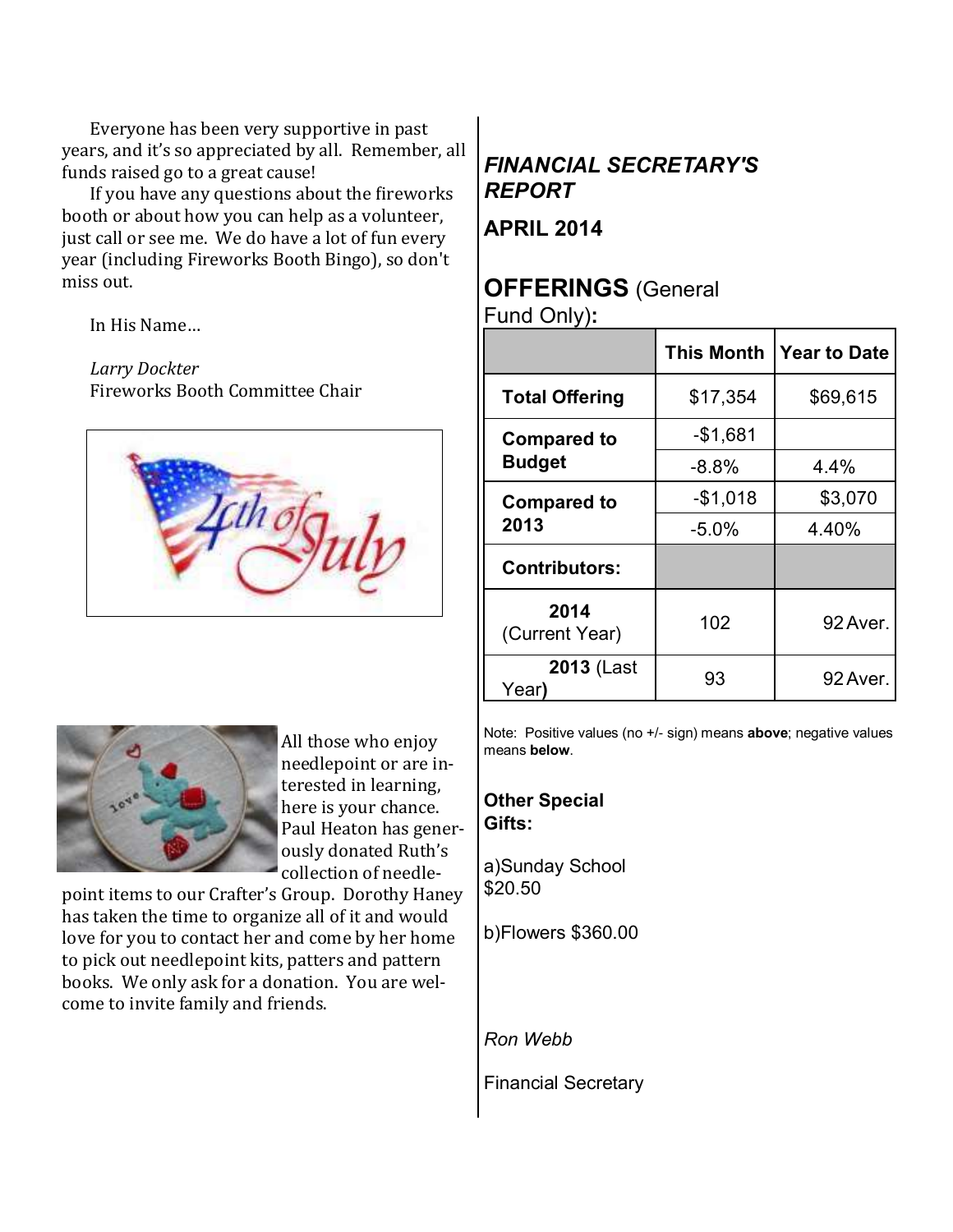Everyone has been very supportive in past years, and it's so appreciated by all. Remember, all funds raised go to a great cause!

If you have any questions about the fireworks booth or about how you can help as a volunteer, just call or see me. We do have a lot of fun every year (including Fireworks Booth Bingo), so don't miss out.

In His Name…

*Larry Dockter*
Fireworks Booth Committee Chair

All those who enjoy needlepoint or are interested in learning, here is your chance. Paul Heaton has generously donated Ruth's collection of needlepoint items to our Crafter's Group. Dorothy Haney has taken the time to organize all of it and would love for you to contact her and come by her home to pick out needlepoint kits, patters and pattern books. We only ask for a donation. You are welcome to invite family and friends.

## *FINANCIAL SECRETARY'S REPORT*

### APRIL 2014

### OFFERINGS (General Fund Only):

| | This Month | Year to Date |
|---|---|---|
| **Total Offering** | $17,354 | $69,615 |
| **Compared to Budget** | -$1,681 | |
| | -8.8% | 4.4% |
| **Compared to 2013** | -$1,018 | $3,070 |
| | -5.0% | 4.40% |
| **Contributors:** | | |
| **2014** (Current Year) | 102 | 92 Aver. |
| **2013** (Last Year) | 93 | 92 Aver. |

Note: Positive values (no +/- sign) means **above**; negative values means **below**.

**Other Special Gifts:**

a)Sunday School $20.50

b)Flowers $360.00

*Ron Webb*

Financial Secretary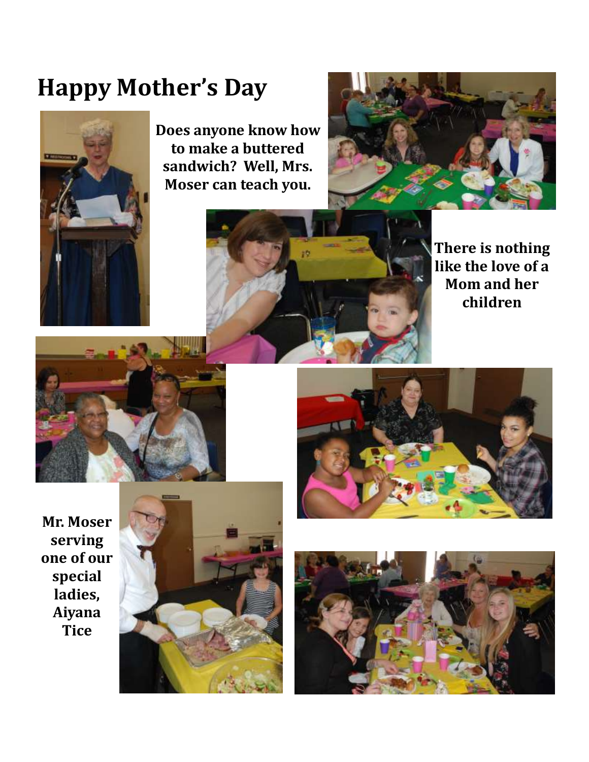# Happy Mother's Day

**Does anyone know how to make a buttered sandwich? Well, Mrs. Moser can teach you.**

**There is nothing like the love of a Mom and her children**

**Mr. Moser serving one of our special ladies, Aiyana Tice**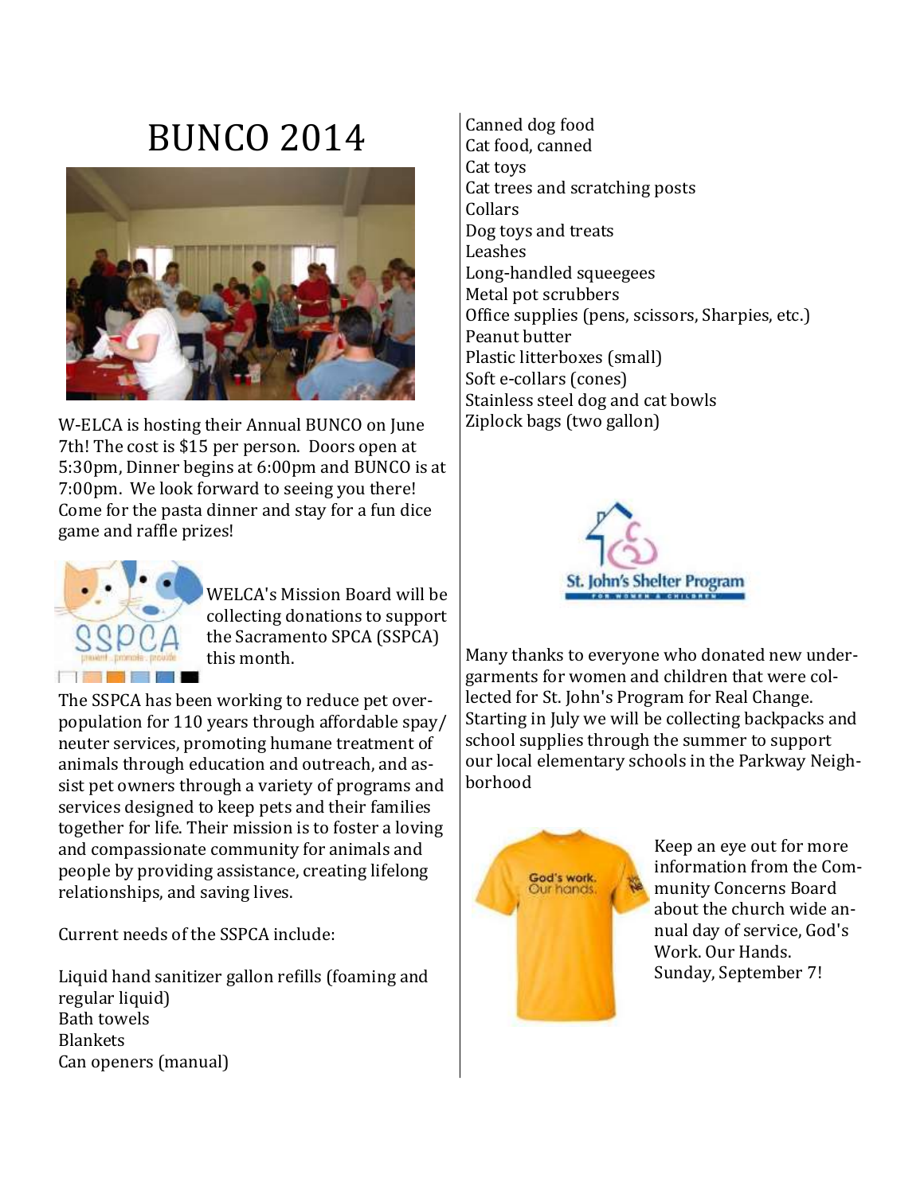# BUNCO 2014

W-ELCA is hosting their Annual BUNCO on June 7th! The cost is $15 per person. Doors open at 5:30pm, Dinner begins at 6:00pm and BUNCO is at 7:00pm. We look forward to seeing you there! Come for the pasta dinner and stay for a fun dice game and raffle prizes!

WELCA's Mission Board will be collecting donations to support the Sacramento SPCA (SSPCA) this month.

The SSPCA has been working to reduce pet over-population for 110 years through affordable spay/ neuter services, promoting humane treatment of animals through education and outreach, and assist pet owners through a variety of programs and services designed to keep pets and their families together for life. Their mission is to foster a loving and compassionate community for animals and people by providing assistance, creating lifelong relationships, and saving lives.

Current needs of the SSPCA include:

Liquid hand sanitizer gallon refills (foaming and regular liquid)
Bath towels
Blankets
Can openers (manual)
Canned dog food
Cat food, canned
Cat toys
Cat trees and scratching posts
Collars
Dog toys and treats
Leashes
Long-handled squeegees
Metal pot scrubbers
Office supplies (pens, scissors, Sharpies, etc.)
Peanut butter
Plastic litterboxes (small)
Soft e-collars (cones)
Stainless steel dog and cat bowls
Ziplock bags (two gallon)

Many thanks to everyone who donated new undergarments for women and children that were collected for St. John's Program for Real Change. Starting in July we will be collecting backpacks and school supplies through the summer to support our local elementary schools in the Parkway Neighborhood

Keep an eye out for more information from the Community Concerns Board about the church wide annual day of service, God's Work. Our Hands. Sunday, September 7!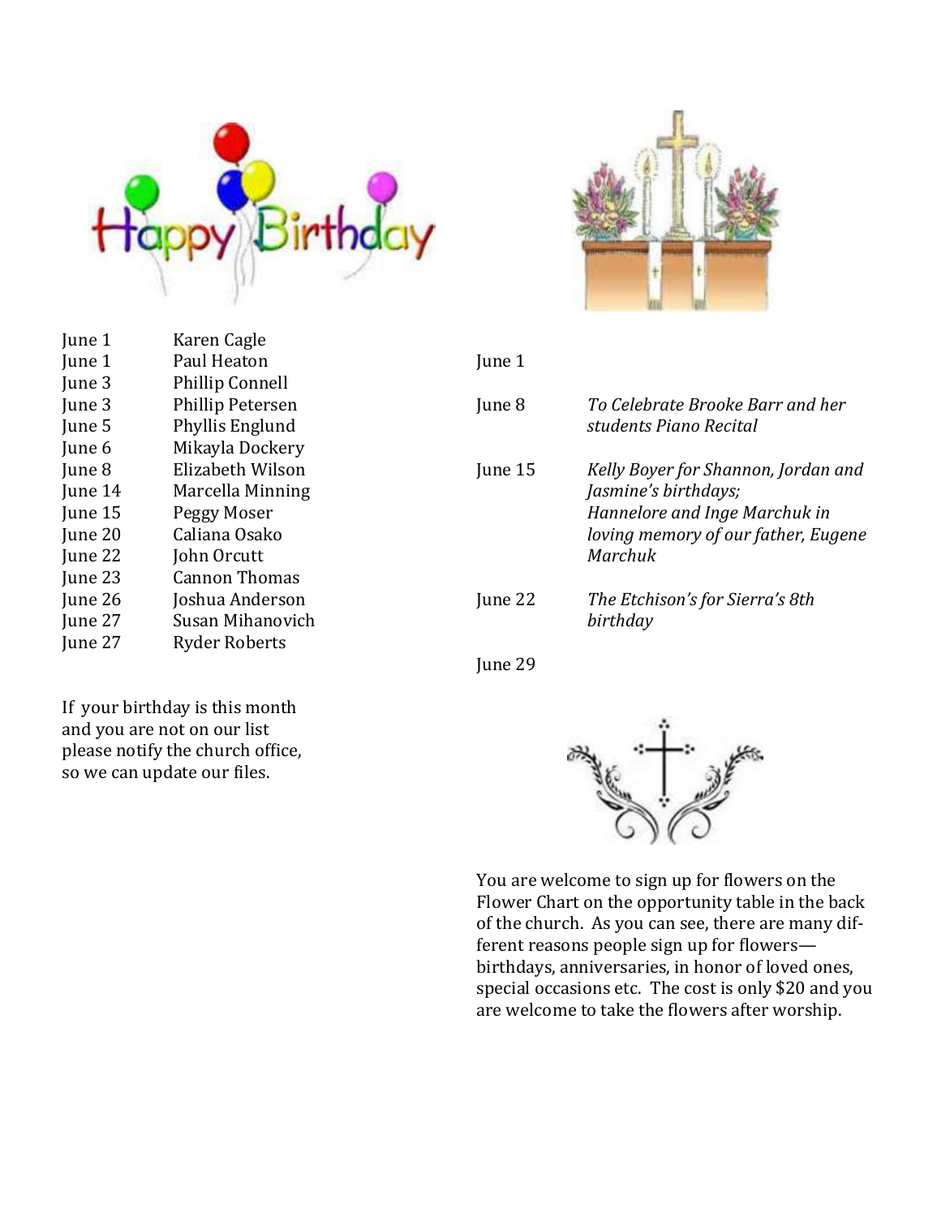## Happy Birthday

| | |
|---|---|
| June 1 | Karen Cagle |
| June 1 | Paul Heaton |
| June 3 | Phillip Connell |
| June 3 | Phillip Petersen |
| June 5 | Phyllis Englund |
| June 6 | Mikayla Dockery |
| June 8 | Elizabeth Wilson |
| June 14 | Marcella Minning |
| June 15 | Peggy Moser |
| June 20 | Caliana Osako |
| June 22 | John Orcutt |
| June 23 | Cannon Thomas |
| June 26 | Joshua Anderson |
| June 27 | Susan Mihanovich |
| June 27 | Ryder Roberts |

If your birthday is this month and you are not on our list please notify the church office, so we can update our files.

| | |
|---|---|
| June 1 | |
| June 8 | *To Celebrate Brooke Barr and her students Piano Recital* |
| June 15 | *Kelly Boyer for Shannon, Jordan and Jasmine's birthdays; Hannelore and Inge Marchuk in loving memory of our father, Eugene Marchuk* |
| June 22 | *The Etchison's for Sierra's 8th birthday* |
| June 29 | |

You are welcome to sign up for flowers on the Flower Chart on the opportunity table in the back of the church. As you can see, there are many different reasons people sign up for flowers—birthdays, anniversaries, in honor of loved ones, special occasions etc. The cost is only $20 and you are welcome to take the flowers after worship.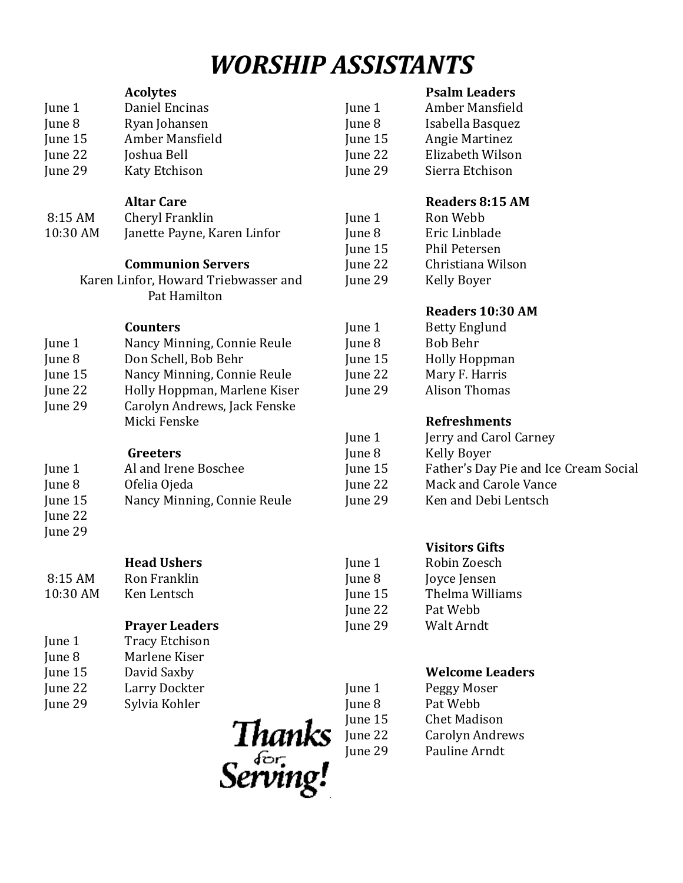# *WORSHIP ASSISTANTS*

**Acolytes**

| | |
|---|---|
| June 1 | Daniel Encinas |
| June 8 | Ryan Johansen |
| June 15 | Amber Mansfield |
| June 22 | Joshua Bell |
| June 29 | Katy Etchison |

**Altar Care**

| | |
|---|---|
| 8:15 AM | Cheryl Franklin |
| 10:30 AM | Janette Payne, Karen Linfor |

**Communion Servers**

Karen Linfor, Howard Triebwasser and Pat Hamilton

**Counters**

| | |
|---|---|
| June 1 | Nancy Minning, Connie Reule |
| June 8 | Don Schell, Bob Behr |
| June 15 | Nancy Minning, Connie Reule |
| June 22 | Holly Hoppman, Marlene Kiser |
| June 29 | Carolyn Andrews, Jack Fenske Micki Fenske |

**Greeters**

| | |
|---|---|
| June 1 | Al and Irene Boschee |
| June 8 | Ofelia Ojeda |
| June 15 | Nancy Minning, Connie Reule |
| June 22 | |
| June 29 | |

**Head Ushers**

| | |
|---|---|
| 8:15 AM | Ron Franklin |
| 10:30 AM | Ken Lentsch |

**Prayer Leaders**

| | |
|---|---|
| June 1 | Tracy Etchison |
| June 8 | Marlene Kiser |
| June 15 | David Saxby |
| June 22 | Larry Dockter |
| June 29 | Sylvia Kohler |

**Psalm Leaders**

| | |
|---|---|
| June 1 | Amber Mansfield |
| June 8 | Isabella Basquez |
| June 15 | Angie Martinez |
| June 22 | Elizabeth Wilson |
| June 29 | Sierra Etchison |

**Readers 8:15 AM**

| | |
|---|---|
| June 1 | Ron Webb |
| June 8 | Eric Linblade |
| June 15 | Phil Petersen |
| June 22 | Christiana Wilson |
| June 29 | Kelly Boyer |

**Readers 10:30 AM**

| | |
|---|---|
| June 1 | Betty Englund |
| June 8 | Bob Behr |
| June 15 | Holly Hoppman |
| June 22 | Mary F. Harris |
| June 29 | Alison Thomas |

**Refreshments**

| | |
|---|---|
| June 1 | Jerry and Carol Carney |
| June 8 | Kelly Boyer |
| June 15 | Father's Day Pie and Ice Cream Social |
| June 22 | Mack and Carole Vance |
| June 29 | Ken and Debi Lentsch |

**Visitors Gifts**

| | |
|---|---|
| June 1 | Robin Zoesch |
| June 8 | Joyce Jensen |
| June 15 | Thelma Williams |
| June 22 | Pat Webb |
| June 29 | Walt Arndt |

**Welcome Leaders**

| | |
|---|---|
| June 1 | Peggy Moser |
| June 8 | Pat Webb |
| June 15 | Chet Madison |
| June 22 | Carolyn Andrews |
| June 29 | Pauline Arndt |

Thanks for Serving!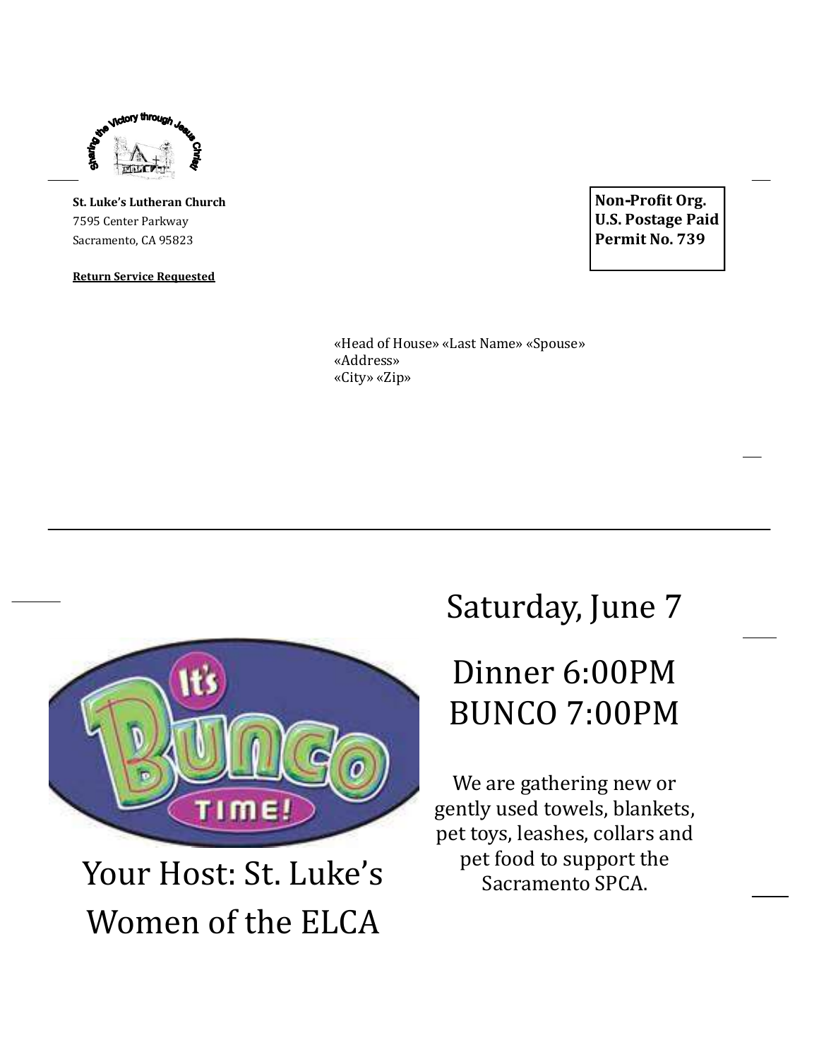Sharing the Victory through Jesus Christ!

**St. Luke's Lutheran Church**
7595 Center Parkway
Sacramento, CA 95823

**Return Service Requested**

**Non-Profit Org.**
**U.S. Postage Paid**
**Permit No. 739**

«Head of House» «Last Name» «Spouse»
«Address»
«City» «Zip»

---

It's BUNCO TIME!

Your Host: St. Luke's Women of the ELCA

Saturday, June 7

Dinner 6:00PM
BUNCO 7:00PM

We are gathering new or gently used towels, blankets, pet toys, leashes, collars and pet food to support the Sacramento SPCA.